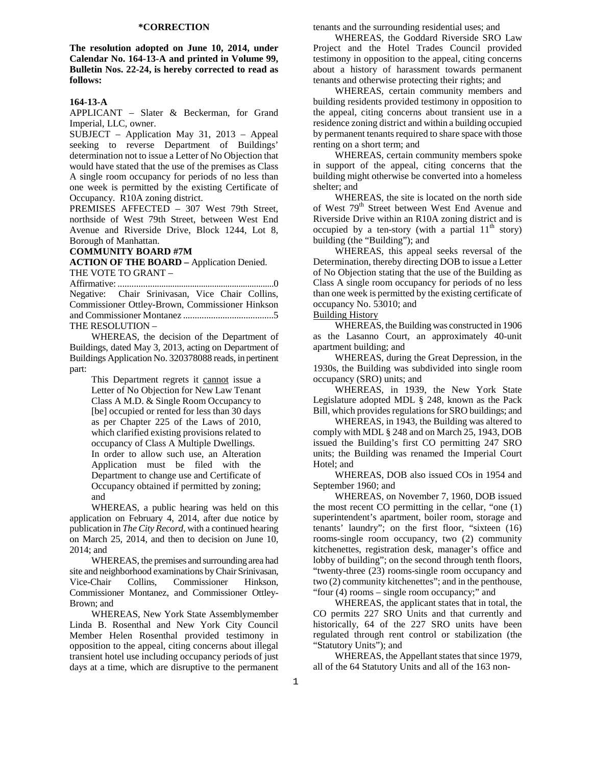**\*CORRECTION**

**The resolution adopted on June 10, 2014, under Calendar No. 164-13-A and printed in Volume 99, Bulletin Nos. 22-24, is hereby corrected to read as follows:**

**164-13-A**

APPLICANT – Slater & Beckerman, for Grand Imperial, LLC, owner.

SUBJECT – Application May 31, 2013 – Appeal seeking to reverse Department of Buildings' determination not to issue a Letter of No Objection that would have stated that the use of the premises as Class A single room occupancy for periods of no less than one week is permitted by the existing Certificate of Occupancy. R10A zoning district.

PREMISES AFFECTED – 307 West 79th Street, northside of West 79th Street, between West End Avenue and Riverside Drive, Block 1244, Lot 8, Borough of Manhattan.

**COMMUNITY BOARD #7M**

**ACTION OF THE BOARD –** Application Denied.

THE VOTE TO GRANT –

Affirmative: ....................................................................0

Negative: Chair Srinivasan, Vice Chair Collins, Commissioner Ottley-Brown, Commissioner Hinkson and Commissioner Montanez .......................................5

THE RESOLUTION –

WHEREAS, the decision of the Department of Buildings, dated May 3, 2013, acting on Department of Buildings Application No. 320378088 reads, in pertinent part:

> This Department regrets it cannot issue a Letter of No Objection for New Law Tenant Class A M.D. & Single Room Occupancy to [be] occupied or rented for less than 30 days as per Chapter 225 of the Laws of 2010, which clarified existing provisions related to occupancy of Class A Multiple Dwellings.
>
> In order to allow such use, an Alteration Application must be filed with the Department to change use and Certificate of Occupancy obtained if permitted by zoning; and

WHEREAS, a public hearing was held on this application on February 4, 2014, after due notice by publication in *The City Record*, with a continued hearing on March 25, 2014, and then to decision on June 10, 2014; and

WHEREAS, the premises and surrounding area had site and neighborhood examinations by Chair Srinivasan, Vice-Chair Collins, Commissioner Hinkson, Commissioner Montanez, and Commissioner Ottley-Brown; and

WHEREAS, New York State Assemblymember Linda B. Rosenthal and New York City Council Member Helen Rosenthal provided testimony in opposition to the appeal, citing concerns about illegal transient hotel use including occupancy periods of just days at a time, which are disruptive to the permanent tenants and the surrounding residential uses; and

WHEREAS, the Goddard Riverside SRO Law Project and the Hotel Trades Council provided testimony in opposition to the appeal, citing concerns about a history of harassment towards permanent tenants and otherwise protecting their rights; and

WHEREAS, certain community members and building residents provided testimony in opposition to the appeal, citing concerns about transient use in a residence zoning district and within a building occupied by permanent tenants required to share space with those renting on a short term; and

WHEREAS, certain community members spoke in support of the appeal, citing concerns that the building might otherwise be converted into a homeless shelter; and

WHEREAS, the site is located on the north side of West 79th Street between West End Avenue and Riverside Drive within an R10A zoning district and is occupied by a ten-story (with a partial 11th story) building (the "Building"); and

WHEREAS, this appeal seeks reversal of the Determination, thereby directing DOB to issue a Letter of No Objection stating that the use of the Building as Class A single room occupancy for periods of no less than one week is permitted by the existing certificate of occupancy No. 53010; and

Building History

WHEREAS, the Building was constructed in 1906 as the Lasanno Court, an approximately 40-unit apartment building; and

WHEREAS, during the Great Depression, in the 1930s, the Building was subdivided into single room occupancy (SRO) units; and

WHEREAS, in 1939, the New York State Legislature adopted MDL § 248, known as the Pack Bill, which provides regulations for SRO buildings; and

WHEREAS, in 1943, the Building was altered to comply with MDL § 248 and on March 25, 1943, DOB issued the Building's first CO permitting 247 SRO units; the Building was renamed the Imperial Court Hotel; and

WHEREAS, DOB also issued COs in 1954 and September 1960; and

WHEREAS, on November 7, 1960, DOB issued the most recent CO permitting in the cellar, "one (1) superintendent's apartment, boiler room, storage and tenants' laundry"; on the first floor, "sixteen (16) rooms-single room occupancy, two (2) community kitchenettes, registration desk, manager's office and lobby of building"; on the second through tenth floors, "twenty-three (23) rooms-single room occupancy and two (2) community kitchenettes"; and in the penthouse, "four (4) rooms – single room occupancy;" and

WHEREAS, the applicant states that in total, the CO permits 227 SRO Units and that currently and historically, 64 of the 227 SRO units have been regulated through rent control or stabilization (the "Statutory Units"); and

WHEREAS, the Appellant states that since 1979, all of the 64 Statutory Units and all of the 163 non-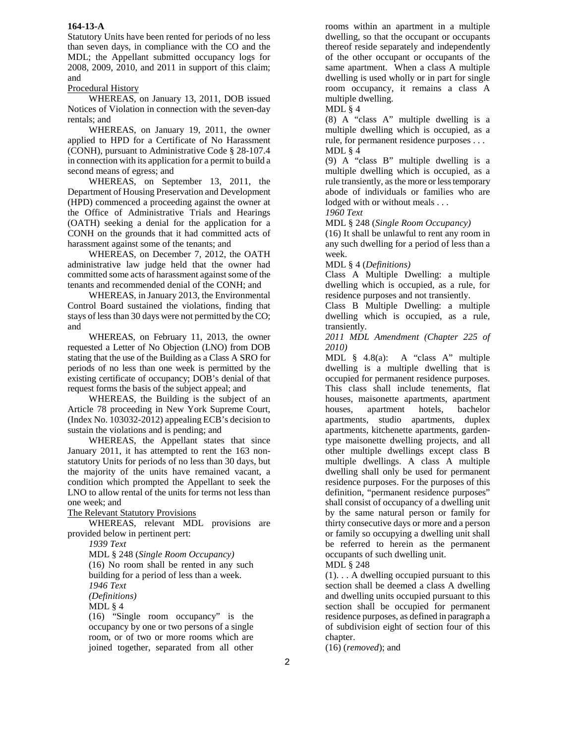**164-13-A**

Statutory Units have been rented for periods of no less than seven days, in compliance with the CO and the MDL; the Appellant submitted occupancy logs for 2008, 2009, 2010, and 2011 in support of this claim; and

Procedural History

WHEREAS, on January 13, 2011, DOB issued Notices of Violation in connection with the seven-day rentals; and

WHEREAS, on January 19, 2011, the owner applied to HPD for a Certificate of No Harassment (CONH), pursuant to Administrative Code § 28-107.4 in connection with its application for a permit to build a second means of egress; and

WHEREAS, on September 13, 2011, the Department of Housing Preservation and Development (HPD) commenced a proceeding against the owner at the Office of Administrative Trials and Hearings (OATH) seeking a denial for the application for a CONH on the grounds that it had committed acts of harassment against some of the tenants; and

WHEREAS, on December 7, 2012, the OATH administrative law judge held that the owner had committed some acts of harassment against some of the tenants and recommended denial of the CONH; and

WHEREAS, in January 2013, the Environmental Control Board sustained the violations, finding that stays of less than 30 days were not permitted by the CO; and

WHEREAS, on February 11, 2013, the owner requested a Letter of No Objection (LNO) from DOB stating that the use of the Building as a Class A SRO for periods of no less than one week is permitted by the existing certificate of occupancy; DOB's denial of that request forms the basis of the subject appeal; and

WHEREAS, the Building is the subject of an Article 78 proceeding in New York Supreme Court, (Index No. 103032-2012) appealing ECB's decision to sustain the violations and is pending; and

WHEREAS, the Appellant states that since January 2011, it has attempted to rent the 163 non-statutory Units for periods of no less than 30 days, but the majority of the units have remained vacant, a condition which prompted the Appellant to seek the LNO to allow rental of the units for terms not less than one week; and

The Relevant Statutory Provisions

WHEREAS, relevant MDL provisions are provided below in pertinent pert:

*1939 Text*

MDL § 248 (*Single Room Occupancy)*

(16) No room shall be rented in any such building for a period of less than a week.

*1946 Text*

*(Definitions)*

MDL § 4

(16) "Single room occupancy" is the occupancy by one or two persons of a single room, or of two or more rooms which are joined together, separated from all other rooms within an apartment in a multiple dwelling, so that the occupant or occupants thereof reside separately and independently of the other occupant or occupants of the same apartment. When a class A multiple dwelling is used wholly or in part for single room occupancy, it remains a class A multiple dwelling.

MDL § 4

(8) A "class A" multiple dwelling is a multiple dwelling which is occupied, as a rule, for permanent residence purposes . . .

MDL § 4

(9) A "class B" multiple dwelling is a multiple dwelling which is occupied, as a rule transiently, as the more or less temporary abode of individuals or families who are lodged with or without meals . . .

*1960 Text*

MDL § 248 (*Single Room Occupancy)*

(16) It shall be unlawful to rent any room in any such dwelling for a period of less than a week.

MDL § 4 (*Definitions)*

Class A Multiple Dwelling: a multiple dwelling which is occupied, as a rule, for residence purposes and not transiently.

Class B Multiple Dwelling: a multiple dwelling which is occupied, as a rule, transiently.

*2011 MDL Amendment (Chapter 225 of 2010)*

MDL § 4.8(a): A "class A" multiple dwelling is a multiple dwelling that is occupied for permanent residence purposes. This class shall include tenements, flat houses, maisonette apartments, apartment houses, apartment hotels, bachelor apartments, studio apartments, duplex apartments, kitchenette apartments, garden-type maisonette dwelling projects, and all other multiple dwellings except class B multiple dwellings. A class A multiple dwelling shall only be used for permanent residence purposes. For the purposes of this definition, "permanent residence purposes" shall consist of occupancy of a dwelling unit by the same natural person or family for thirty consecutive days or more and a person or family so occupying a dwelling unit shall be referred to herein as the permanent occupants of such dwelling unit.

MDL § 248

(1). . . A dwelling occupied pursuant to this section shall be deemed a class A dwelling and dwelling units occupied pursuant to this section shall be occupied for permanent residence purposes, as defined in paragraph a of subdivision eight of section four of this chapter.

(16) (*removed*); and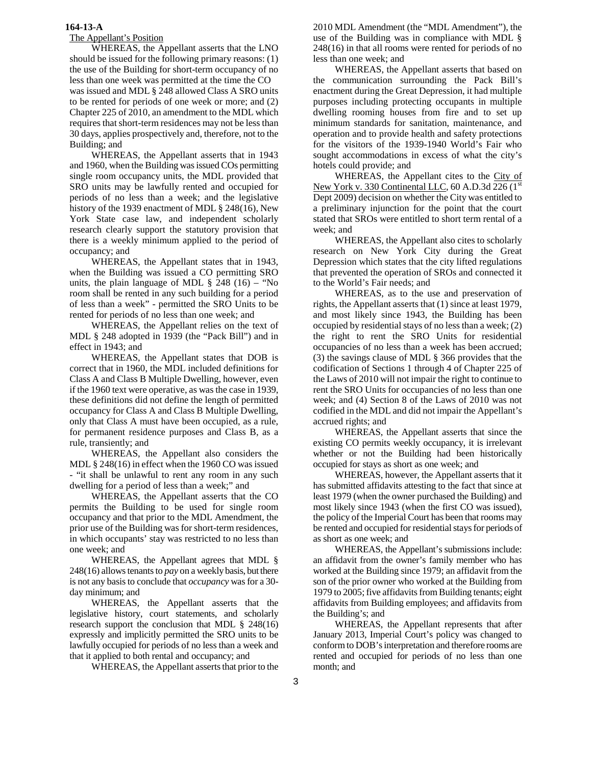**164-13-A**

The Appellant's Position

WHEREAS, the Appellant asserts that the LNO should be issued for the following primary reasons: (1) the use of the Building for short-term occupancy of no less than one week was permitted at the time the CO was issued and MDL § 248 allowed Class A SRO units to be rented for periods of one week or more; and (2) Chapter 225 of 2010, an amendment to the MDL which requires that short-term residences may not be less than 30 days, applies prospectively and, therefore, not to the Building; and

WHEREAS, the Appellant asserts that in 1943 and 1960, when the Building was issued COs permitting single room occupancy units, the MDL provided that SRO units may be lawfully rented and occupied for periods of no less than a week; and the legislative history of the 1939 enactment of MDL § 248(16), New York State case law, and independent scholarly research clearly support the statutory provision that there is a weekly minimum applied to the period of occupancy; and

WHEREAS, the Appellant states that in 1943, when the Building was issued a CO permitting SRO units, the plain language of MDL § 248 (16) – "No room shall be rented in any such building for a period of less than a week" - permitted the SRO Units to be rented for periods of no less than one week; and

WHEREAS, the Appellant relies on the text of MDL § 248 adopted in 1939 (the "Pack Bill") and in effect in 1943; and

WHEREAS, the Appellant states that DOB is correct that in 1960, the MDL included definitions for Class A and Class B Multiple Dwelling, however, even if the 1960 text were operative, as was the case in 1939, these definitions did not define the length of permitted occupancy for Class A and Class B Multiple Dwelling, only that Class A must have been occupied, as a rule, for permanent residence purposes and Class B, as a rule, transiently; and

WHEREAS, the Appellant also considers the MDL § 248(16) in effect when the 1960 CO was issued - "it shall be unlawful to rent any room in any such dwelling for a period of less than a week;" and

WHEREAS, the Appellant asserts that the CO permits the Building to be used for single room occupancy and that prior to the MDL Amendment, the prior use of the Building was for short-term residences, in which occupants' stay was restricted to no less than one week; and

WHEREAS, the Appellant agrees that MDL § 248(16) allows tenants to *pay* on a weekly basis, but there is not any basis to conclude that *occupancy* was for a 30-day minimum; and

WHEREAS, the Appellant asserts that the legislative history, court statements, and scholarly research support the conclusion that MDL § 248(16) expressly and implicitly permitted the SRO units to be lawfully occupied for periods of no less than a week and that it applied to both rental and occupancy; and

WHEREAS, the Appellant asserts that prior to the 2010 MDL Amendment (the "MDL Amendment"), the use of the Building was in compliance with MDL § 248(16) in that all rooms were rented for periods of no less than one week; and

WHEREAS, the Appellant asserts that based on the communication surrounding the Pack Bill's enactment during the Great Depression, it had multiple purposes including protecting occupants in multiple dwelling rooming houses from fire and to set up minimum standards for sanitation, maintenance, and operation and to provide health and safety protections for the visitors of the 1939-1940 World's Fair who sought accommodations in excess of what the city's hotels could provide; and

WHEREAS, the Appellant cites to the City of New York v. 330 Continental LLC, 60 A.D.3d 226 (1st Dept 2009) decision on whether the City was entitled to a preliminary injunction for the point that the court stated that SROs were entitled to short term rental of a week; and

WHEREAS, the Appellant also cites to scholarly research on New York City during the Great Depression which states that the city lifted regulations that prevented the operation of SROs and connected it to the World's Fair needs; and

WHEREAS, as to the use and preservation of rights, the Appellant asserts that (1) since at least 1979, and most likely since 1943, the Building has been occupied by residential stays of no less than a week; (2) the right to rent the SRO Units for residential occupancies of no less than a week has been accrued; (3) the savings clause of MDL § 366 provides that the codification of Sections 1 through 4 of Chapter 225 of the Laws of 2010 will not impair the right to continue to rent the SRO Units for occupancies of no less than one week; and (4) Section 8 of the Laws of 2010 was not codified in the MDL and did not impair the Appellant's accrued rights; and

WHEREAS, the Appellant asserts that since the existing CO permits weekly occupancy, it is irrelevant whether or not the Building had been historically occupied for stays as short as one week; and

WHEREAS, however, the Appellant asserts that it has submitted affidavits attesting to the fact that since at least 1979 (when the owner purchased the Building) and most likely since 1943 (when the first CO was issued), the policy of the Imperial Court has been that rooms may be rented and occupied for residential stays for periods of as short as one week; and

WHEREAS, the Appellant's submissions include: an affidavit from the owner's family member who has worked at the Building since 1979; an affidavit from the son of the prior owner who worked at the Building from 1979 to 2005; five affidavits from Building tenants; eight affidavits from Building employees; and affidavits from the Building's; and

WHEREAS, the Appellant represents that after January 2013, Imperial Court's policy was changed to conform to DOB's interpretation and therefore rooms are rented and occupied for periods of no less than one month; and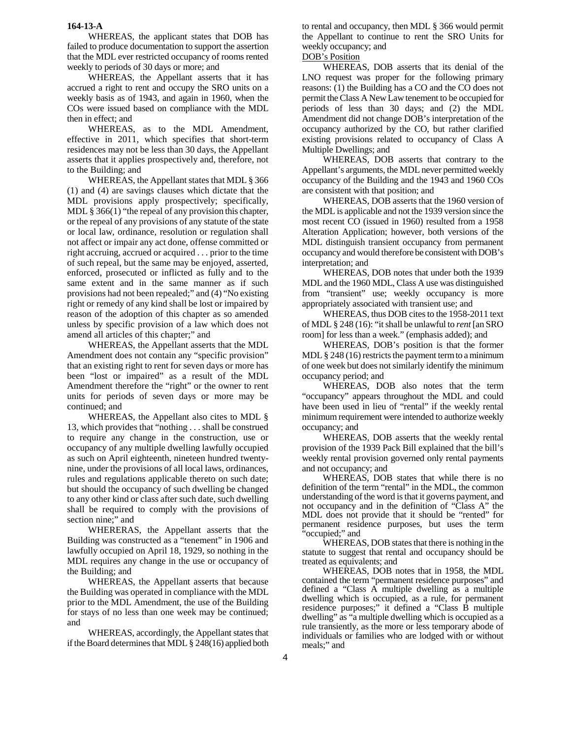**164-13-A**

WHEREAS, the applicant states that DOB has failed to produce documentation to support the assertion that the MDL ever restricted occupancy of rooms rented weekly to periods of 30 days or more; and

WHEREAS, the Appellant asserts that it has accrued a right to rent and occupy the SRO units on a weekly basis as of 1943, and again in 1960, when the COs were issued based on compliance with the MDL then in effect; and

WHEREAS, as to the MDL Amendment, effective in 2011, which specifies that short-term residences may not be less than 30 days, the Appellant asserts that it applies prospectively and, therefore, not to the Building; and

WHEREAS, the Appellant states that MDL § 366 (1) and (4) are savings clauses which dictate that the MDL provisions apply prospectively; specifically, MDL § 366(1) "the repeal of any provision this chapter, or the repeal of any provisions of any statute of the state or local law, ordinance, resolution or regulation shall not affect or impair any act done, offense committed or right accruing, accrued or acquired . . . prior to the time of such repeal, but the same may be enjoyed, asserted, enforced, prosecuted or inflicted as fully and to the same extent and in the same manner as if such provisions had not been repealed;" and (4) "No existing right or remedy of any kind shall be lost or impaired by reason of the adoption of this chapter as so amended unless by specific provision of a law which does not amend all articles of this chapter;" and

WHEREAS, the Appellant asserts that the MDL Amendment does not contain any "specific provision" that an existing right to rent for seven days or more has been "lost or impaired" as a result of the MDL Amendment therefore the "right" or the owner to rent units for periods of seven days or more may be continued; and

WHEREAS, the Appellant also cites to MDL § 13, which provides that "nothing . . . shall be construed to require any change in the construction, use or occupancy of any multiple dwelling lawfully occupied as such on April eighteenth, nineteen hundred twenty-nine, under the provisions of all local laws, ordinances, rules and regulations applicable thereto on such date; but should the occupancy of such dwelling be changed to any other kind or class after such date, such dwelling shall be required to comply with the provisions of section nine;" and

WHERERAS, the Appellant asserts that the Building was constructed as a "tenement" in 1906 and lawfully occupied on April 18, 1929, so nothing in the MDL requires any change in the use or occupancy of the Building; and

WHEREAS, the Appellant asserts that because the Building was operated in compliance with the MDL prior to the MDL Amendment, the use of the Building for stays of no less than one week may be continued; and

WHEREAS, accordingly, the Appellant states that if the Board determines that MDL § 248(16) applied both to rental and occupancy, then MDL § 366 would permit the Appellant to continue to rent the SRO Units for weekly occupancy; and

DOB's Position

WHEREAS, DOB asserts that its denial of the LNO request was proper for the following primary reasons: (1) the Building has a CO and the CO does not permit the Class A New Law tenement to be occupied for periods of less than 30 days; and (2) the MDL Amendment did not change DOB's interpretation of the occupancy authorized by the CO, but rather clarified existing provisions related to occupancy of Class A Multiple Dwellings; and

WHEREAS, DOB asserts that contrary to the Appellant's arguments, the MDL never permitted weekly occupancy of the Building and the 1943 and 1960 COs are consistent with that position; and

WHEREAS, DOB asserts that the 1960 version of the MDL is applicable and not the 1939 version since the most recent CO (issued in 1960) resulted from a 1958 Alteration Application; however, both versions of the MDL distinguish transient occupancy from permanent occupancy and would therefore be consistent with DOB's interpretation; and

WHEREAS, DOB notes that under both the 1939 MDL and the 1960 MDL, Class A use was distinguished from "transient" use; weekly occupancy is more appropriately associated with transient use; and

WHEREAS, thus DOB cites to the 1958-2011 text of MDL § 248 (16): "it shall be unlawful to *rent* [an SRO room] for less than a week." (emphasis added); and

WHEREAS, DOB's position is that the former MDL § 248 (16) restricts the payment term to a minimum of one week but does not similarly identify the minimum occupancy period; and

WHEREAS, DOB also notes that the term "occupancy" appears throughout the MDL and could have been used in lieu of "rental" if the weekly rental minimum requirement were intended to authorize weekly occupancy; and

WHEREAS, DOB asserts that the weekly rental provision of the 1939 Pack Bill explained that the bill's weekly rental provision governed only rental payments and not occupancy; and

WHEREAS, DOB states that while there is no definition of the term "rental" in the MDL, the common understanding of the word is that it governs payment, and not occupancy and in the definition of "Class A" the MDL does not provide that it should be "rented" for permanent residence purposes, but uses the term "occupied;" and

WHEREAS, DOB states that there is nothing in the statute to suggest that rental and occupancy should be treated as equivalents; and

WHEREAS, DOB notes that in 1958, the MDL contained the term "permanent residence purposes" and defined a "Class A multiple dwelling as a multiple dwelling which is occupied, as a rule, for permanent residence purposes;" it defined a "Class B multiple dwelling" as "a multiple dwelling which is occupied as a rule transiently, as the more or less temporary abode of individuals or families who are lodged with or without meals;" and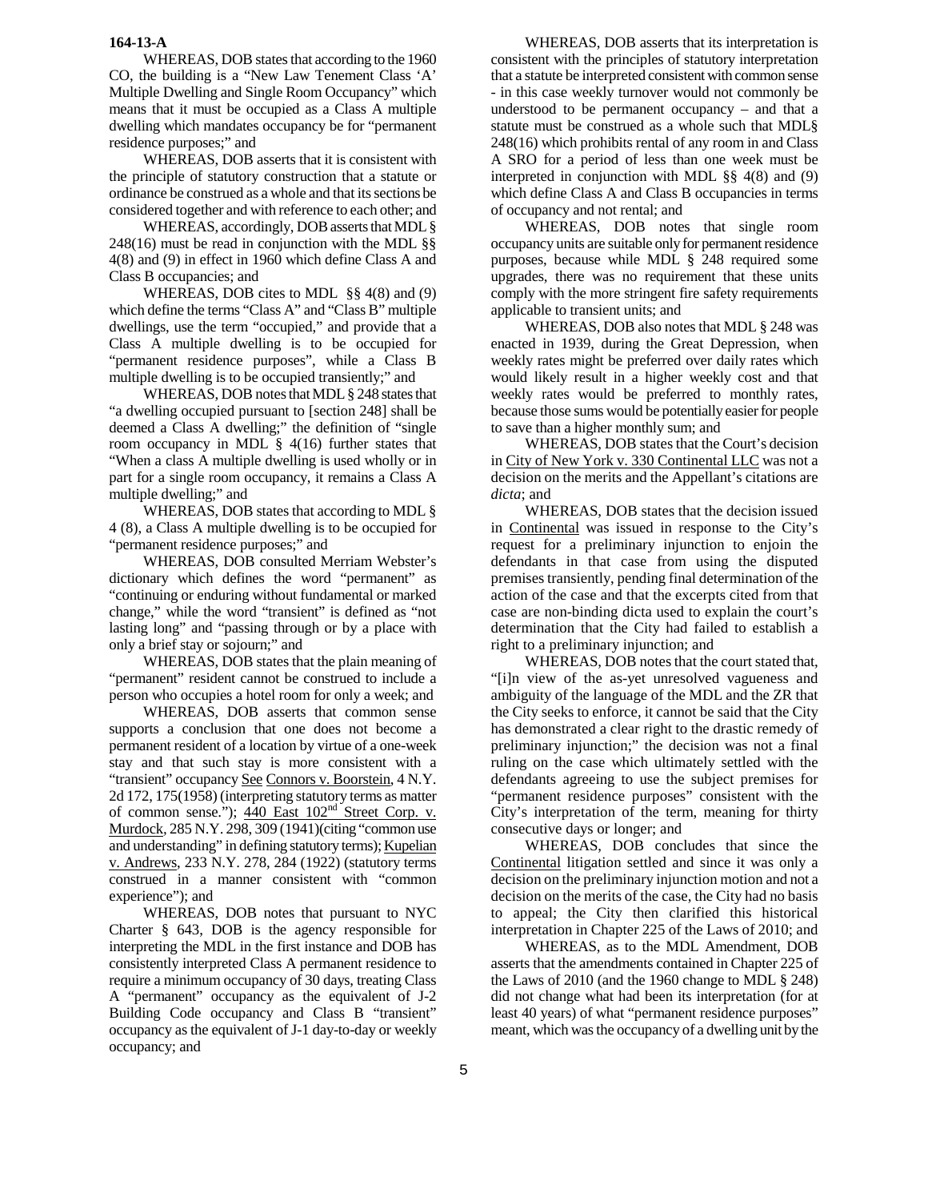**164-13-A**

WHEREAS, DOB states that according to the 1960 CO, the building is a "New Law Tenement Class 'A' Multiple Dwelling and Single Room Occupancy" which means that it must be occupied as a Class A multiple dwelling which mandates occupancy be for "permanent residence purposes;" and

WHEREAS, DOB asserts that it is consistent with the principle of statutory construction that a statute or ordinance be construed as a whole and that its sections be considered together and with reference to each other; and

WHEREAS, accordingly, DOB asserts that MDL § 248(16) must be read in conjunction with the MDL §§ 4(8) and (9) in effect in 1960 which define Class A and Class B occupancies; and

WHEREAS, DOB cites to MDL §§ 4(8) and (9) which define the terms "Class A" and "Class B" multiple dwellings, use the term "occupied," and provide that a Class A multiple dwelling is to be occupied for "permanent residence purposes", while a Class B multiple dwelling is to be occupied transiently;" and

WHEREAS, DOB notes that MDL § 248 states that "a dwelling occupied pursuant to [section 248] shall be deemed a Class A dwelling;" the definition of "single room occupancy in MDL § 4(16) further states that "When a class A multiple dwelling is used wholly or in part for a single room occupancy, it remains a Class A multiple dwelling;" and

WHEREAS, DOB states that according to MDL § 4 (8), a Class A multiple dwelling is to be occupied for "permanent residence purposes;" and

WHEREAS, DOB consulted Merriam Webster's dictionary which defines the word "permanent" as "continuing or enduring without fundamental or marked change," while the word "transient" is defined as "not lasting long" and "passing through or by a place with only a brief stay or sojourn;" and

WHEREAS, DOB states that the plain meaning of "permanent" resident cannot be construed to include a person who occupies a hotel room for only a week; and

WHEREAS, DOB asserts that common sense supports a conclusion that one does not become a permanent resident of a location by virtue of a one-week stay and that such stay is more consistent with a "transient" occupancy See Connors v. Boorstein, 4 N.Y. 2d 172, 175(1958) (interpreting statutory terms as matter of common sense."); 440 East 102nd Street Corp. v. Murdock, 285 N.Y. 298, 309 (1941)(citing "common use and understanding" in defining statutory terms); Kupelian v. Andrews, 233 N.Y. 278, 284 (1922) (statutory terms construed in a manner consistent with "common experience"); and

WHEREAS, DOB notes that pursuant to NYC Charter § 643, DOB is the agency responsible for interpreting the MDL in the first instance and DOB has consistently interpreted Class A permanent residence to require a minimum occupancy of 30 days, treating Class A "permanent" occupancy as the equivalent of J-2 Building Code occupancy and Class B "transient" occupancy as the equivalent of J-1 day-to-day or weekly occupancy; and

WHEREAS, DOB asserts that its interpretation is consistent with the principles of statutory interpretation that a statute be interpreted consistent with common sense - in this case weekly turnover would not commonly be understood to be permanent occupancy – and that a statute must be construed as a whole such that MDL§ 248(16) which prohibits rental of any room in and Class A SRO for a period of less than one week must be interpreted in conjunction with MDL §§ 4(8) and (9) which define Class A and Class B occupancies in terms of occupancy and not rental; and

WHEREAS, DOB notes that single room occupancy units are suitable only for permanent residence purposes, because while MDL § 248 required some upgrades, there was no requirement that these units comply with the more stringent fire safety requirements applicable to transient units; and

WHEREAS, DOB also notes that MDL § 248 was enacted in 1939, during the Great Depression, when weekly rates might be preferred over daily rates which would likely result in a higher weekly cost and that weekly rates would be preferred to monthly rates, because those sums would be potentially easier for people to save than a higher monthly sum; and

WHEREAS, DOB states that the Court's decision in City of New York v. 330 Continental LLC was not a decision on the merits and the Appellant's citations are *dicta*; and

WHEREAS, DOB states that the decision issued in Continental was issued in response to the City's request for a preliminary injunction to enjoin the defendants in that case from using the disputed premises transiently, pending final determination of the action of the case and that the excerpts cited from that case are non-binding dicta used to explain the court's determination that the City had failed to establish a right to a preliminary injunction; and

WHEREAS, DOB notes that the court stated that, "[i]n view of the as-yet unresolved vagueness and ambiguity of the language of the MDL and the ZR that the City seeks to enforce, it cannot be said that the City has demonstrated a clear right to the drastic remedy of preliminary injunction;" the decision was not a final ruling on the case which ultimately settled with the defendants agreeing to use the subject premises for "permanent residence purposes" consistent with the City's interpretation of the term, meaning for thirty consecutive days or longer; and

WHEREAS, DOB concludes that since the Continental litigation settled and since it was only a decision on the preliminary injunction motion and not a decision on the merits of the case, the City had no basis to appeal; the City then clarified this historical interpretation in Chapter 225 of the Laws of 2010; and

WHEREAS, as to the MDL Amendment, DOB asserts that the amendments contained in Chapter 225 of the Laws of 2010 (and the 1960 change to MDL § 248) did not change what had been its interpretation (for at least 40 years) of what "permanent residence purposes" meant, which was the occupancy of a dwelling unit by the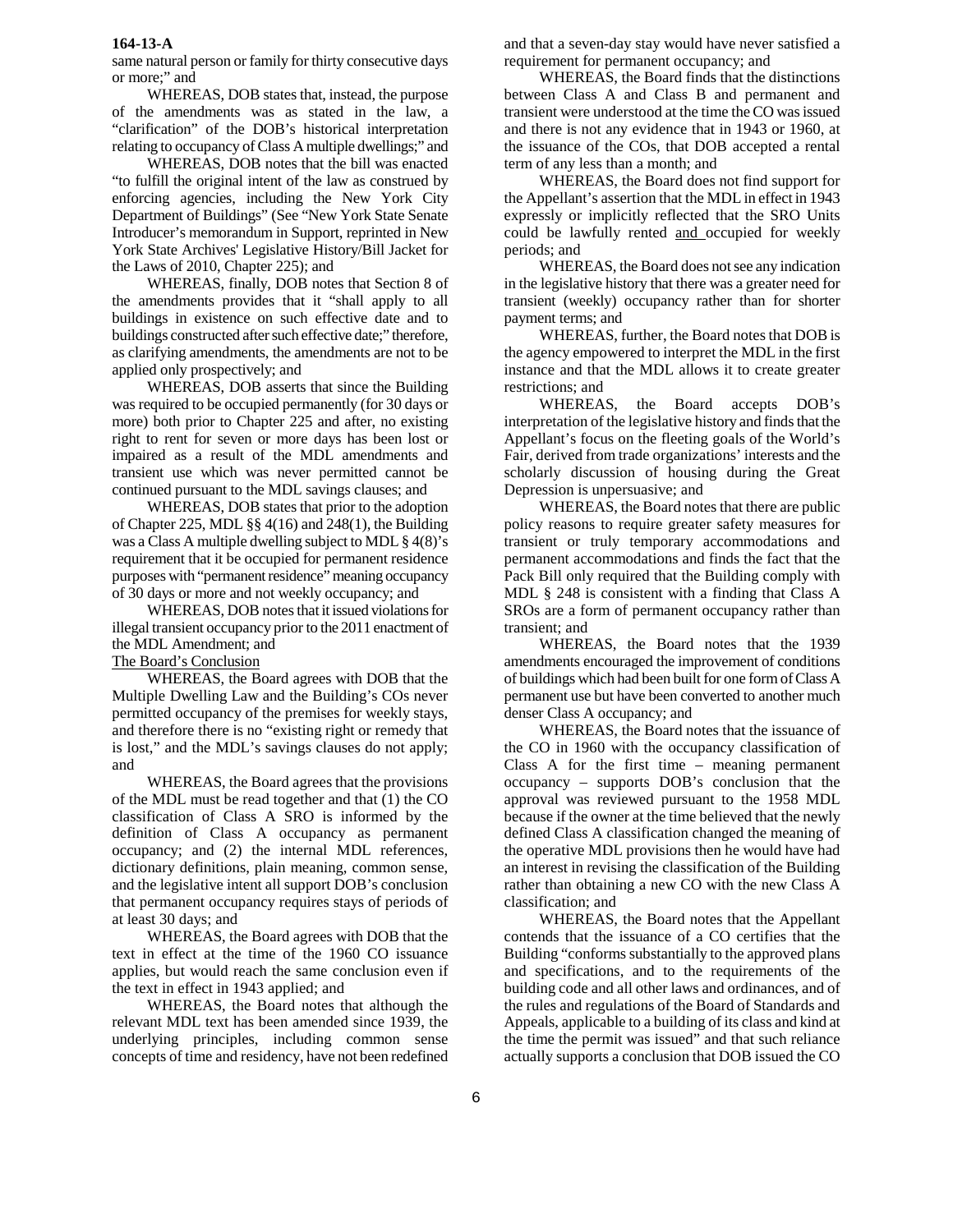same natural person or family for thirty consecutive days or more;" and

WHEREAS, DOB states that, instead, the purpose of the amendments was as stated in the law, a "clarification" of the DOB's historical interpretation relating to occupancy of Class A multiple dwellings;" and

WHEREAS, DOB notes that the bill was enacted "to fulfill the original intent of the law as construed by enforcing agencies, including the New York City Department of Buildings" (See "New York State Senate Introducer's memorandum in Support, reprinted in New York State Archives' Legislative History/Bill Jacket for the Laws of 2010, Chapter 225); and

WHEREAS, finally, DOB notes that Section 8 of the amendments provides that it "shall apply to all buildings in existence on such effective date and to buildings constructed after such effective date;" therefore, as clarifying amendments, the amendments are not to be applied only prospectively; and

WHEREAS, DOB asserts that since the Building was required to be occupied permanently (for 30 days or more) both prior to Chapter 225 and after, no existing right to rent for seven or more days has been lost or impaired as a result of the MDL amendments and transient use which was never permitted cannot be continued pursuant to the MDL savings clauses; and

WHEREAS, DOB states that prior to the adoption of Chapter 225, MDL §§ 4(16) and 248(1), the Building was a Class A multiple dwelling subject to MDL § 4(8)'s requirement that it be occupied for permanent residence purposes with "permanent residence" meaning occupancy of 30 days or more and not weekly occupancy; and

WHEREAS, DOB notes that it issued violations for illegal transient occupancy prior to the 2011 enactment of the MDL Amendment; and

The Board's Conclusion

WHEREAS, the Board agrees with DOB that the Multiple Dwelling Law and the Building's COs never permitted occupancy of the premises for weekly stays, and therefore there is no "existing right or remedy that is lost," and the MDL's savings clauses do not apply; and

WHEREAS, the Board agrees that the provisions of the MDL must be read together and that (1) the CO classification of Class A SRO is informed by the definition of Class A occupancy as permanent occupancy; and (2) the internal MDL references, dictionary definitions, plain meaning, common sense, and the legislative intent all support DOB's conclusion that permanent occupancy requires stays of periods of at least 30 days; and

WHEREAS, the Board agrees with DOB that the text in effect at the time of the 1960 CO issuance applies, but would reach the same conclusion even if the text in effect in 1943 applied; and

WHEREAS, the Board notes that although the relevant MDL text has been amended since 1939, the underlying principles, including common sense concepts of time and residency, have not been redefined and that a seven-day stay would have never satisfied a requirement for permanent occupancy; and

WHEREAS, the Board finds that the distinctions between Class A and Class B and permanent and transient were understood at the time the CO was issued and there is not any evidence that in 1943 or 1960, at the issuance of the COs, that DOB accepted a rental term of any less than a month; and

WHEREAS, the Board does not find support for the Appellant's assertion that the MDL in effect in 1943 expressly or implicitly reflected that the SRO Units could be lawfully rented and occupied for weekly periods; and

WHEREAS, the Board does not see any indication in the legislative history that there was a greater need for transient (weekly) occupancy rather than for shorter payment terms; and

WHEREAS, further, the Board notes that DOB is the agency empowered to interpret the MDL in the first instance and that the MDL allows it to create greater restrictions; and

WHEREAS, the Board accepts DOB's interpretation of the legislative history and finds that the Appellant's focus on the fleeting goals of the World's Fair, derived from trade organizations' interests and the scholarly discussion of housing during the Great Depression is unpersuasive; and

WHEREAS, the Board notes that there are public policy reasons to require greater safety measures for transient or truly temporary accommodations and permanent accommodations and finds the fact that the Pack Bill only required that the Building comply with MDL § 248 is consistent with a finding that Class A SROs are a form of permanent occupancy rather than transient; and

WHEREAS, the Board notes that the 1939 amendments encouraged the improvement of conditions of buildings which had been built for one form of Class A permanent use but have been converted to another much denser Class A occupancy; and

WHEREAS, the Board notes that the issuance of the CO in 1960 with the occupancy classification of Class A for the first time – meaning permanent occupancy – supports DOB's conclusion that the approval was reviewed pursuant to the 1958 MDL because if the owner at the time believed that the newly defined Class A classification changed the meaning of the operative MDL provisions then he would have had an interest in revising the classification of the Building rather than obtaining a new CO with the new Class A classification; and

WHEREAS, the Board notes that the Appellant contends that the issuance of a CO certifies that the Building "conforms substantially to the approved plans and specifications, and to the requirements of the building code and all other laws and ordinances, and of the rules and regulations of the Board of Standards and Appeals, applicable to a building of its class and kind at the time the permit was issued" and that such reliance actually supports a conclusion that DOB issued the CO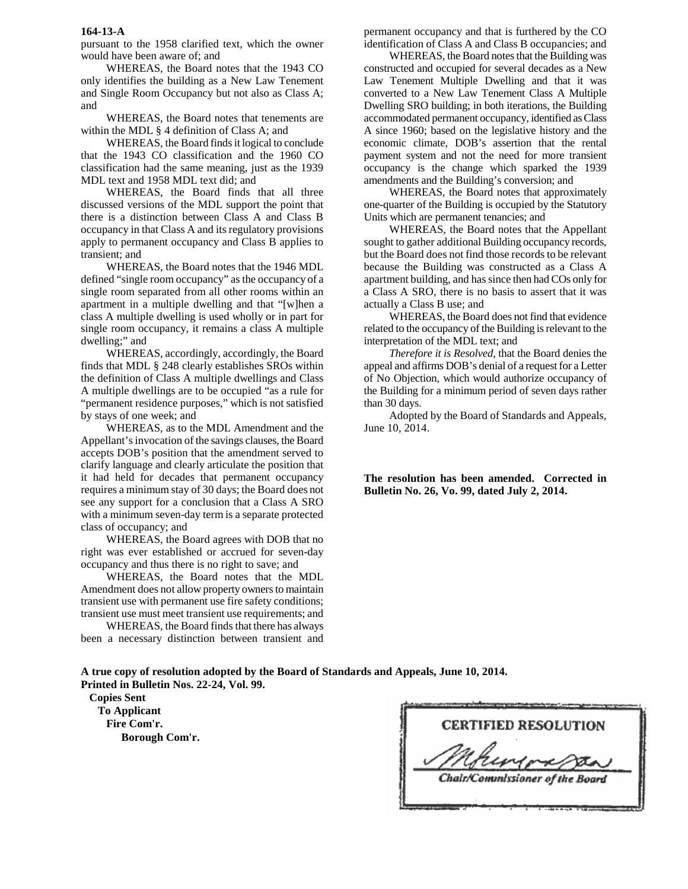**164-13-A**

pursuant to the 1958 clarified text, which the owner would have been aware of; and

WHEREAS, the Board notes that the 1943 CO only identifies the building as a New Law Tenement and Single Room Occupancy but not also as Class A; and

WHEREAS, the Board notes that tenements are within the MDL § 4 definition of Class A; and

WHEREAS, the Board finds it logical to conclude that the 1943 CO classification and the 1960 CO classification had the same meaning, just as the 1939 MDL text and 1958 MDL text did; and

WHEREAS, the Board finds that all three discussed versions of the MDL support the point that there is a distinction between Class A and Class B occupancy in that Class A and its regulatory provisions apply to permanent occupancy and Class B applies to transient; and

WHEREAS, the Board notes that the 1946 MDL defined "single room occupancy" as the occupancy of a single room separated from all other rooms within an apartment in a multiple dwelling and that "[w]hen a class A multiple dwelling is used wholly or in part for single room occupancy, it remains a class A multiple dwelling;" and

WHEREAS, accordingly, accordingly, the Board finds that MDL § 248 clearly establishes SROs within the definition of Class A multiple dwellings and Class A multiple dwellings are to be occupied "as a rule for "permanent residence purposes," which is not satisfied by stays of one week; and

WHEREAS, as to the MDL Amendment and the Appellant's invocation of the savings clauses, the Board accepts DOB's position that the amendment served to clarify language and clearly articulate the position that it had held for decades that permanent occupancy requires a minimum stay of 30 days; the Board does not see any support for a conclusion that a Class A SRO with a minimum seven-day term is a separate protected class of occupancy; and

WHEREAS, the Board agrees with DOB that no right was ever established or accrued for seven-day occupancy and thus there is no right to save; and

WHEREAS, the Board notes that the MDL Amendment does not allow property owners to maintain transient use with permanent use fire safety conditions; transient use must meet transient use requirements; and

WHEREAS, the Board finds that there has always been a necessary distinction between transient and permanent occupancy and that is furthered by the CO identification of Class A and Class B occupancies; and

WHEREAS, the Board notes that the Building was constructed and occupied for several decades as a New Law Tenement Multiple Dwelling and that it was converted to a New Law Tenement Class A Multiple Dwelling SRO building; in both iterations, the Building accommodated permanent occupancy, identified as Class A since 1960; based on the legislative history and the economic climate, DOB's assertion that the rental payment system and not the need for more transient occupancy is the change which sparked the 1939 amendments and the Building's conversion; and

WHEREAS, the Board notes that approximately one-quarter of the Building is occupied by the Statutory Units which are permanent tenancies; and

WHEREAS, the Board notes that the Appellant sought to gather additional Building occupancy records, but the Board does not find those records to be relevant because the Building was constructed as a Class A apartment building, and has since then had COs only for a Class A SRO, there is no basis to assert that it was actually a Class B use; and

WHEREAS, the Board does not find that evidence related to the occupancy of the Building is relevant to the interpretation of the MDL text; and

*Therefore it is Resolved*, that the Board denies the appeal and affirms DOB's denial of a request for a Letter of No Objection, which would authorize occupancy of the Building for a minimum period of seven days rather than 30 days.

Adopted by the Board of Standards and Appeals, June 10, 2014.

**The resolution has been amended. Corrected in Bulletin No. 26, Vo. 99, dated July 2, 2014.**

**A true copy of resolution adopted by the Board of Standards and Appeals, June 10, 2014.**
**Printed in Bulletin Nos. 22-24, Vol. 99.**

**Copies Sent**
**To Applicant**
**Fire Com'r.**
**Borough Com'r.**

CERTIFIED RESOLUTION

Chair/Commissioner of the Board